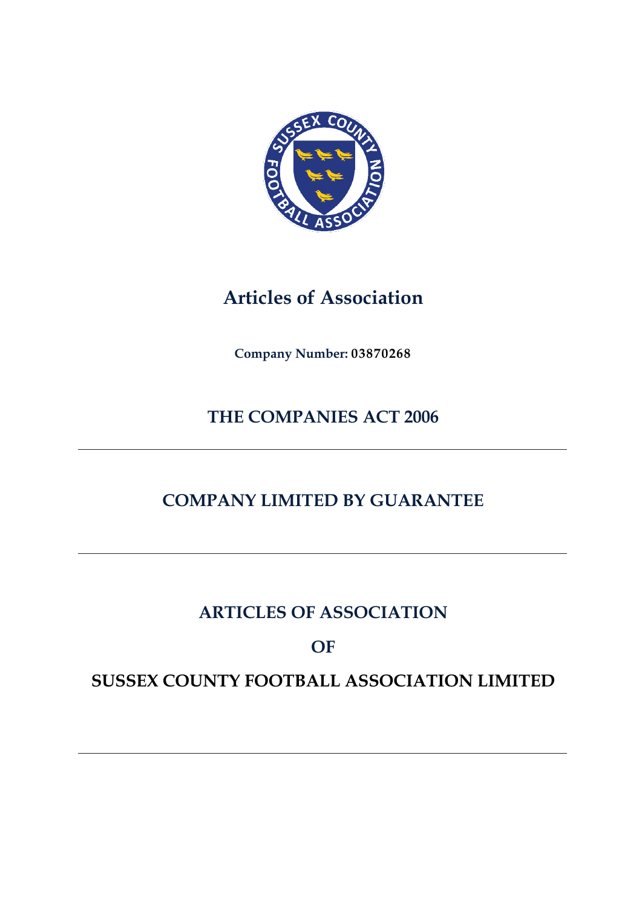# Articles of Association

**Company Number: 03870268**

## THE COMPANIES ACT 2006

---

## COMPANY LIMITED BY GUARANTEE

---

## ARTICLES OF ASSOCIATION

## OF

## SUSSEX COUNTY FOOTBALL ASSOCIATION LIMITED

---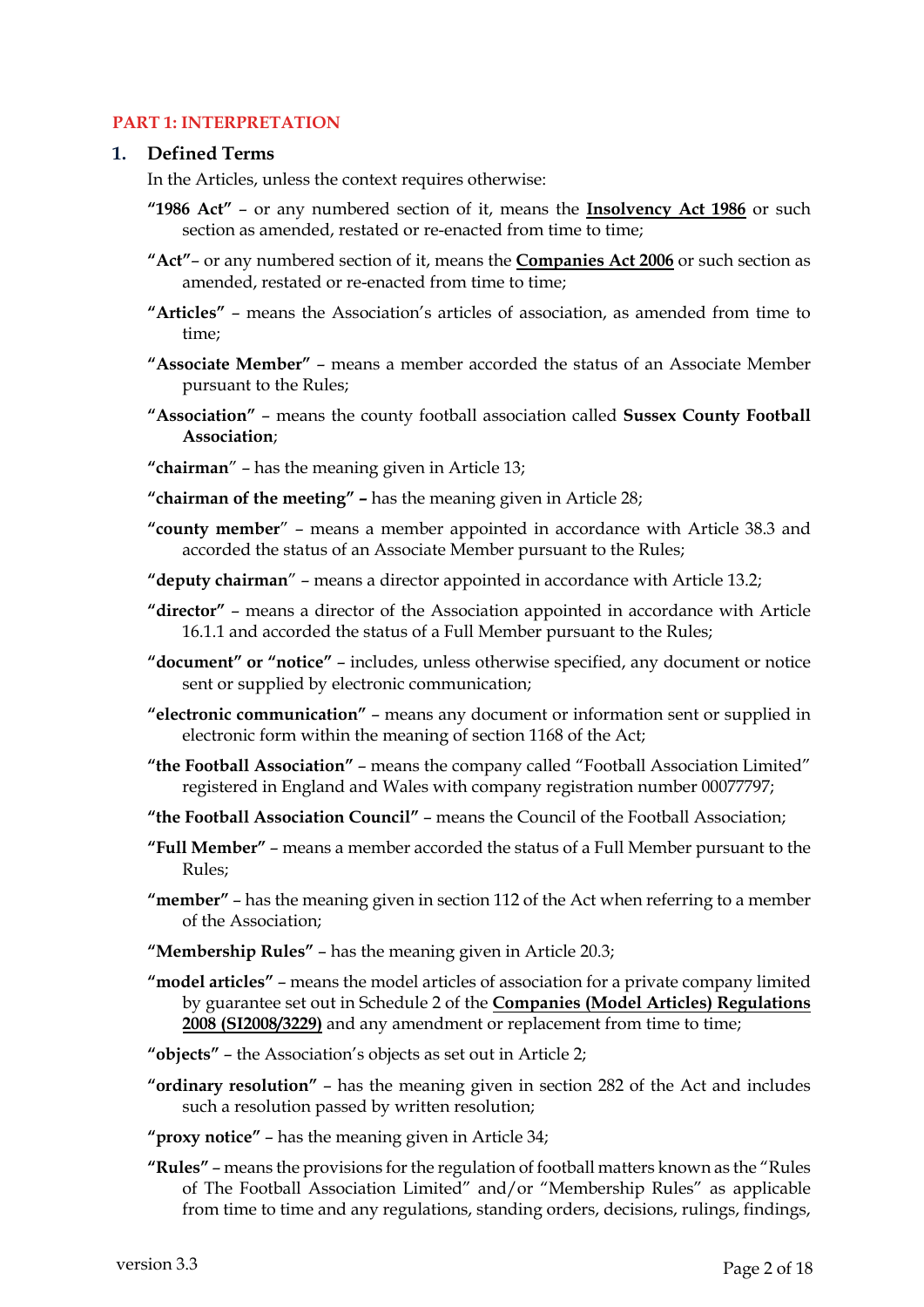## PART 1: INTERPRETATION

### 1. Defined Terms

In the Articles, unless the context requires otherwise:

**"1986 Act"** – or any numbered section of it, means the **Insolvency Act 1986** or such section as amended, restated or re-enacted from time to time;

**"Act"**– or any numbered section of it, means the **Companies Act 2006** or such section as amended, restated or re-enacted from time to time;

**"Articles"** – means the Association's articles of association, as amended from time to time;

**"Associate Member"** – means a member accorded the status of an Associate Member pursuant to the Rules;

**"Association"** – means the county football association called **Sussex County Football Association**;

**"chairman"** – has the meaning given in Article 13;

**"chairman of the meeting" –** has the meaning given in Article 28;

**"county member"** – means a member appointed in accordance with Article 38.3 and accorded the status of an Associate Member pursuant to the Rules;

**"deputy chairman"** – means a director appointed in accordance with Article 13.2;

**"director"** – means a director of the Association appointed in accordance with Article 16.1.1 and accorded the status of a Full Member pursuant to the Rules;

**"document" or "notice"** – includes, unless otherwise specified, any document or notice sent or supplied by electronic communication;

**"electronic communication"** – means any document or information sent or supplied in electronic form within the meaning of section 1168 of the Act;

**"the Football Association"** – means the company called "Football Association Limited" registered in England and Wales with company registration number 00077797;

**"the Football Association Council"** – means the Council of the Football Association;

**"Full Member"** – means a member accorded the status of a Full Member pursuant to the Rules;

**"member"** – has the meaning given in section 112 of the Act when referring to a member of the Association;

**"Membership Rules"** – has the meaning given in Article 20.3;

**"model articles"** – means the model articles of association for a private company limited by guarantee set out in Schedule 2 of the **Companies (Model Articles) Regulations 2008 (SI2008/3229)** and any amendment or replacement from time to time;

**"objects"** – the Association's objects as set out in Article 2;

**"ordinary resolution"** – has the meaning given in section 282 of the Act and includes such a resolution passed by written resolution;

**"proxy notice"** – has the meaning given in Article 34;

**"Rules"** – means the provisions for the regulation of football matters known as the "Rules of The Football Association Limited" and/or "Membership Rules" as applicable from time to time and any regulations, standing orders, decisions, rulings, findings,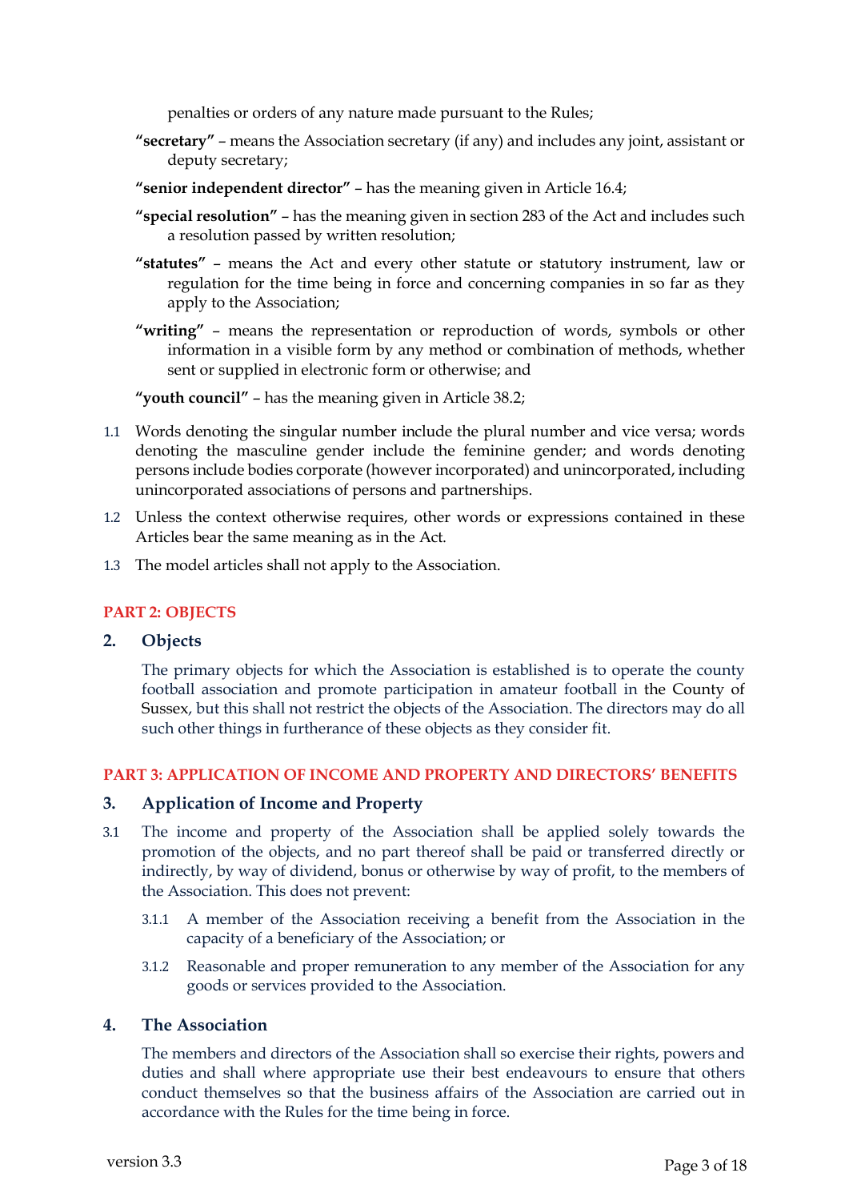penalties or orders of any nature made pursuant to the Rules;

**"secretary"** – means the Association secretary (if any) and includes any joint, assistant or deputy secretary;

**"senior independent director"** – has the meaning given in Article 16.4;

**"special resolution"** – has the meaning given in section 283 of the Act and includes such a resolution passed by written resolution;

**"statutes"** – means the Act and every other statute or statutory instrument, law or regulation for the time being in force and concerning companies in so far as they apply to the Association;

**"writing"** – means the representation or reproduction of words, symbols or other information in a visible form by any method or combination of methods, whether sent or supplied in electronic form or otherwise; and

**"youth council"** – has the meaning given in Article 38.2;

1.1 Words denoting the singular number include the plural number and vice versa; words denoting the masculine gender include the feminine gender; and words denoting persons include bodies corporate (however incorporated) and unincorporated, including unincorporated associations of persons and partnerships.

1.2 Unless the context otherwise requires, other words or expressions contained in these Articles bear the same meaning as in the Act.

1.3 The model articles shall not apply to the Association.

## PART 2: OBJECTS

### 2. Objects

The primary objects for which the Association is established is to operate the county football association and promote participation in amateur football in the County of Sussex, but this shall not restrict the objects of the Association. The directors may do all such other things in furtherance of these objects as they consider fit.

## PART 3: APPLICATION OF INCOME AND PROPERTY AND DIRECTORS' BENEFITS

### 3. Application of Income and Property

3.1 The income and property of the Association shall be applied solely towards the promotion of the objects, and no part thereof shall be paid or transferred directly or indirectly, by way of dividend, bonus or otherwise by way of profit, to the members of the Association. This does not prevent:

3.1.1 A member of the Association receiving a benefit from the Association in the capacity of a beneficiary of the Association; or

3.1.2 Reasonable and proper remuneration to any member of the Association for any goods or services provided to the Association.

### 4. The Association

The members and directors of the Association shall so exercise their rights, powers and duties and shall where appropriate use their best endeavours to ensure that others conduct themselves so that the business affairs of the Association are carried out in accordance with the Rules for the time being in force.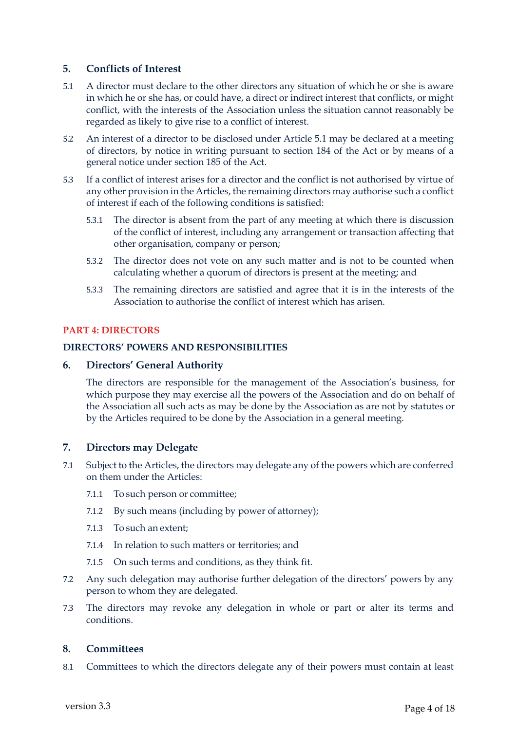## 5. Conflicts of Interest

5.1 A director must declare to the other directors any situation of which he or she is aware in which he or she has, or could have, a direct or indirect interest that conflicts, or might conflict, with the interests of the Association unless the situation cannot reasonably be regarded as likely to give rise to a conflict of interest.

5.2 An interest of a director to be disclosed under Article 5.1 may be declared at a meeting of directors, by notice in writing pursuant to section 184 of the Act or by means of a general notice under section 185 of the Act.

5.3 If a conflict of interest arises for a director and the conflict is not authorised by virtue of any other provision in the Articles, the remaining directors may authorise such a conflict of interest if each of the following conditions is satisfied:

5.3.1 The director is absent from the part of any meeting at which there is discussion of the conflict of interest, including any arrangement or transaction affecting that other organisation, company or person;

5.3.2 The director does not vote on any such matter and is not to be counted when calculating whether a quorum of directors is present at the meeting; and

5.3.3 The remaining directors are satisfied and agree that it is in the interests of the Association to authorise the conflict of interest which has arisen.

# PART 4: DIRECTORS

### DIRECTORS' POWERS AND RESPONSIBILITIES

## 6. Directors' General Authority

The directors are responsible for the management of the Association's business, for which purpose they may exercise all the powers of the Association and do on behalf of the Association all such acts as may be done by the Association as are not by statutes or by the Articles required to be done by the Association in a general meeting.

## 7. Directors may Delegate

7.1 Subject to the Articles, the directors may delegate any of the powers which are conferred on them under the Articles:

7.1.1 To such person or committee;

7.1.2 By such means (including by power of attorney);

7.1.3 To such an extent;

7.1.4 In relation to such matters or territories; and

7.1.5 On such terms and conditions, as they think fit.

7.2 Any such delegation may authorise further delegation of the directors' powers by any person to whom they are delegated.

7.3 The directors may revoke any delegation in whole or part or alter its terms and conditions.

## 8. Committees

8.1 Committees to which the directors delegate any of their powers must contain at least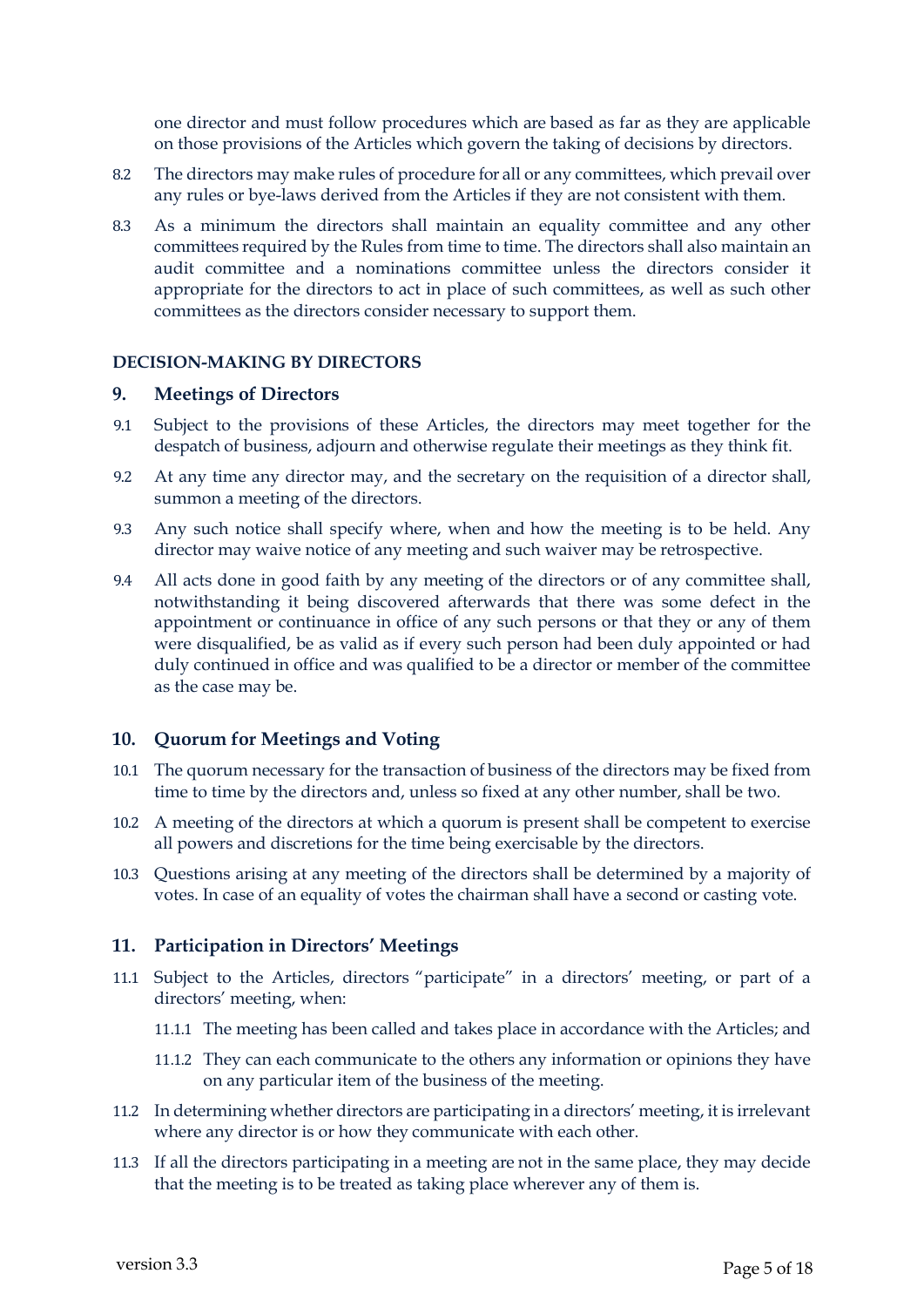one director and must follow procedures which are based as far as they are applicable on those provisions of the Articles which govern the taking of decisions by directors.

8.2 The directors may make rules of procedure for all or any committees, which prevail over any rules or bye-laws derived from the Articles if they are not consistent with them.

8.3 As a minimum the directors shall maintain an equality committee and any other committees required by the Rules from time to time. The directors shall also maintain an audit committee and a nominations committee unless the directors consider it appropriate for the directors to act in place of such committees, as well as such other committees as the directors consider necessary to support them.

**DECISION-MAKING BY DIRECTORS**

## 9. Meetings of Directors

9.1 Subject to the provisions of these Articles, the directors may meet together for the despatch of business, adjourn and otherwise regulate their meetings as they think fit.

9.2 At any time any director may, and the secretary on the requisition of a director shall, summon a meeting of the directors.

9.3 Any such notice shall specify where, when and how the meeting is to be held. Any director may waive notice of any meeting and such waiver may be retrospective.

9.4 All acts done in good faith by any meeting of the directors or of any committee shall, notwithstanding it being discovered afterwards that there was some defect in the appointment or continuance in office of any such persons or that they or any of them were disqualified, be as valid as if every such person had been duly appointed or had duly continued in office and was qualified to be a director or member of the committee as the case may be.

## 10. Quorum for Meetings and Voting

10.1 The quorum necessary for the transaction of business of the directors may be fixed from time to time by the directors and, unless so fixed at any other number, shall be two.

10.2 A meeting of the directors at which a quorum is present shall be competent to exercise all powers and discretions for the time being exercisable by the directors.

10.3 Questions arising at any meeting of the directors shall be determined by a majority of votes. In case of an equality of votes the chairman shall have a second or casting vote.

## 11. Participation in Directors' Meetings

11.1 Subject to the Articles, directors "participate" in a directors' meeting, or part of a directors' meeting, when:

11.1.1 The meeting has been called and takes place in accordance with the Articles; and

11.1.2 They can each communicate to the others any information or opinions they have on any particular item of the business of the meeting.

11.2 In determining whether directors are participating in a directors' meeting, it is irrelevant where any director is or how they communicate with each other.

11.3 If all the directors participating in a meeting are not in the same place, they may decide that the meeting is to be treated as taking place wherever any of them is.

version 3.3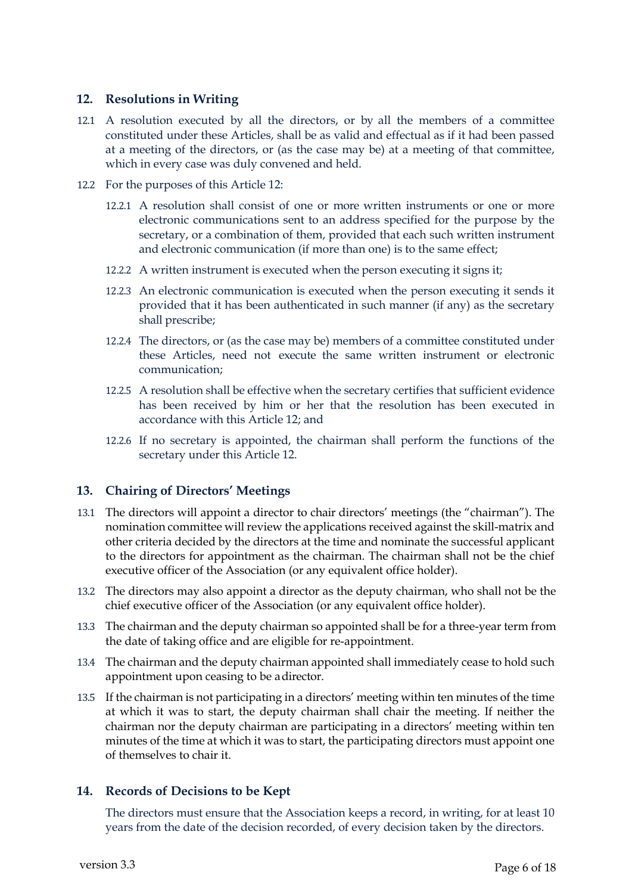## 12. Resolutions in Writing

12.1 A resolution executed by all the directors, or by all the members of a committee constituted under these Articles, shall be as valid and effectual as if it had been passed at a meeting of the directors, or (as the case may be) at a meeting of that committee, which in every case was duly convened and held.

12.2 For the purposes of this Article 12:

12.2.1 A resolution shall consist of one or more written instruments or one or more electronic communications sent to an address specified for the purpose by the secretary, or a combination of them, provided that each such written instrument and electronic communication (if more than one) is to the same effect;

12.2.2 A written instrument is executed when the person executing it signs it;

12.2.3 An electronic communication is executed when the person executing it sends it provided that it has been authenticated in such manner (if any) as the secretary shall prescribe;

12.2.4 The directors, or (as the case may be) members of a committee constituted under these Articles, need not execute the same written instrument or electronic communication;

12.2.5 A resolution shall be effective when the secretary certifies that sufficient evidence has been received by him or her that the resolution has been executed in accordance with this Article 12; and

12.2.6 If no secretary is appointed, the chairman shall perform the functions of the secretary under this Article 12.

## 13. Chairing of Directors' Meetings

13.1 The directors will appoint a director to chair directors' meetings (the "chairman"). The nomination committee will review the applications received against the skill-matrix and other criteria decided by the directors at the time and nominate the successful applicant to the directors for appointment as the chairman. The chairman shall not be the chief executive officer of the Association (or any equivalent office holder).

13.2 The directors may also appoint a director as the deputy chairman, who shall not be the chief executive officer of the Association (or any equivalent office holder).

13.3 The chairman and the deputy chairman so appointed shall be for a three-year term from the date of taking office and are eligible for re-appointment.

13.4 The chairman and the deputy chairman appointed shall immediately cease to hold such appointment upon ceasing to be a director.

13.5 If the chairman is not participating in a directors' meeting within ten minutes of the time at which it was to start, the deputy chairman shall chair the meeting. If neither the chairman nor the deputy chairman are participating in a directors' meeting within ten minutes of the time at which it was to start, the participating directors must appoint one of themselves to chair it.

## 14. Records of Decisions to be Kept

The directors must ensure that the Association keeps a record, in writing, for at least 10 years from the date of the decision recorded, of every decision taken by the directors.

version 3.3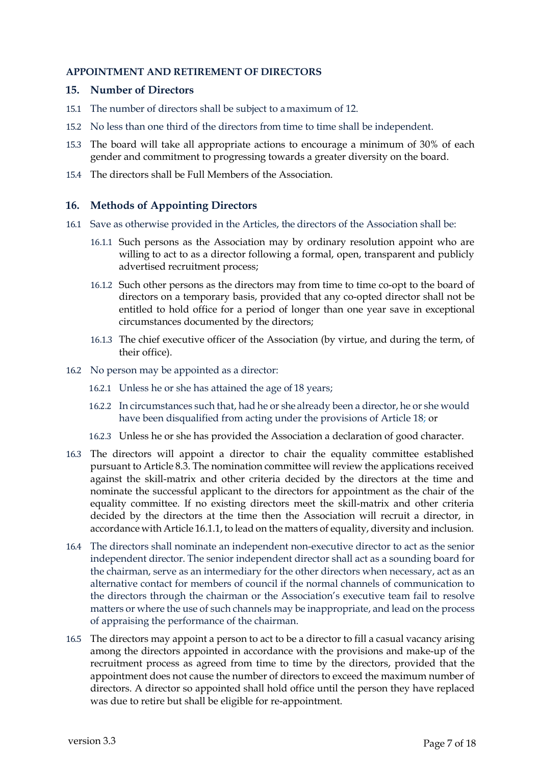**APPOINTMENT AND RETIREMENT OF DIRECTORS**

## 15. Number of Directors

15.1 The number of directors shall be subject to a maximum of 12.

15.2 No less than one third of the directors from time to time shall be independent.

15.3 The board will take all appropriate actions to encourage a minimum of 30% of each gender and commitment to progressing towards a greater diversity on the board.

15.4 The directors shall be Full Members of the Association.

## 16. Methods of Appointing Directors

16.1 Save as otherwise provided in the Articles, the directors of the Association shall be:

16.1.1 Such persons as the Association may by ordinary resolution appoint who are willing to act to as a director following a formal, open, transparent and publicly advertised recruitment process;

16.1.2 Such other persons as the directors may from time to time co-opt to the board of directors on a temporary basis, provided that any co-opted director shall not be entitled to hold office for a period of longer than one year save in exceptional circumstances documented by the directors;

16.1.3 The chief executive officer of the Association (by virtue, and during the term, of their office).

16.2 No person may be appointed as a director:

16.2.1 Unless he or she has attained the age of 18 years;

16.2.2 In circumstances such that, had he or she already been a director, he or she would have been disqualified from acting under the provisions of Article 18; or

16.2.3 Unless he or she has provided the Association a declaration of good character.

16.3 The directors will appoint a director to chair the equality committee established pursuant to Article 8.3. The nomination committee will review the applications received against the skill-matrix and other criteria decided by the directors at the time and nominate the successful applicant to the directors for appointment as the chair of the equality committee. If no existing directors meet the skill-matrix and other criteria decided by the directors at the time then the Association will recruit a director, in accordance with Article 16.1.1, to lead on the matters of equality, diversity and inclusion.

16.4 The directors shall nominate an independent non-executive director to act as the senior independent director. The senior independent director shall act as a sounding board for the chairman, serve as an intermediary for the other directors when necessary, act as an alternative contact for members of council if the normal channels of communication to the directors through the chairman or the Association's executive team fail to resolve matters or where the use of such channels may be inappropriate, and lead on the process of appraising the performance of the chairman.

16.5 The directors may appoint a person to act to be a director to fill a casual vacancy arising among the directors appointed in accordance with the provisions and make-up of the recruitment process as agreed from time to time by the directors, provided that the appointment does not cause the number of directors to exceed the maximum number of directors. A director so appointed shall hold office until the person they have replaced was due to retire but shall be eligible for re-appointment.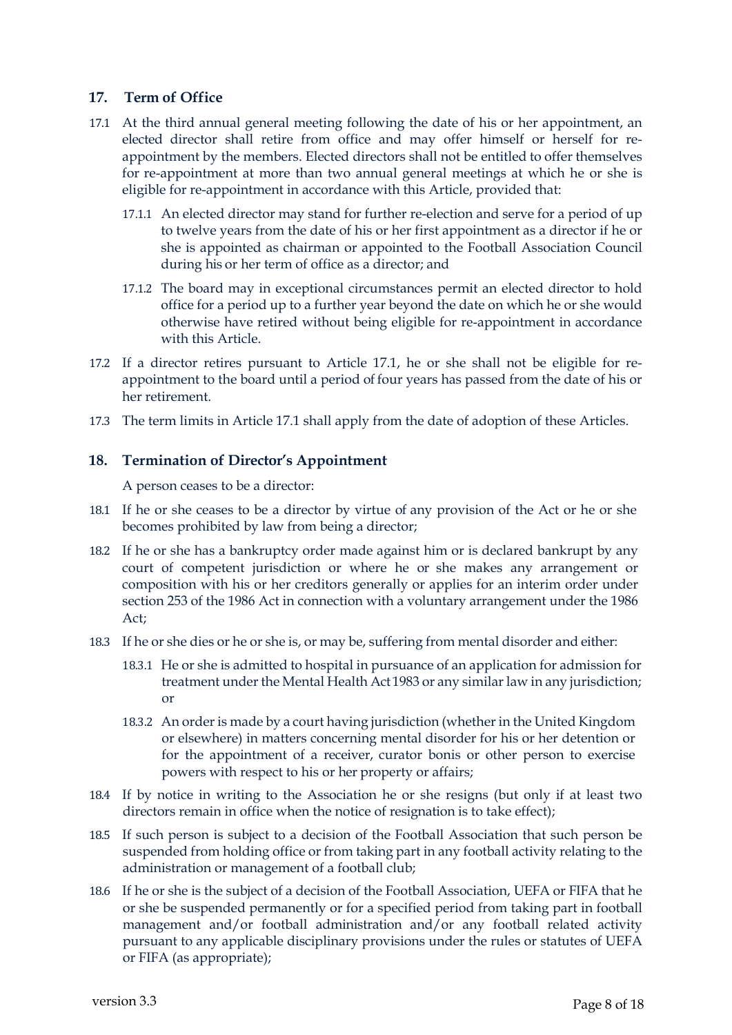## 17. Term of Office

17.1 At the third annual general meeting following the date of his or her appointment, an elected director shall retire from office and may offer himself or herself for re-appointment by the members. Elected directors shall not be entitled to offer themselves for re-appointment at more than two annual general meetings at which he or she is eligible for re-appointment in accordance with this Article, provided that:

17.1.1 An elected director may stand for further re-election and serve for a period of up to twelve years from the date of his or her first appointment as a director if he or she is appointed as chairman or appointed to the Football Association Council during his or her term of office as a director; and

17.1.2 The board may in exceptional circumstances permit an elected director to hold office for a period up to a further year beyond the date on which he or she would otherwise have retired without being eligible for re-appointment in accordance with this Article.

17.2 If a director retires pursuant to Article 17.1, he or she shall not be eligible for re-appointment to the board until a period of four years has passed from the date of his or her retirement.

17.3 The term limits in Article 17.1 shall apply from the date of adoption of these Articles.

## 18. Termination of Director's Appointment

A person ceases to be a director:

18.1 If he or she ceases to be a director by virtue of any provision of the Act or he or she becomes prohibited by law from being a director;

18.2 If he or she has a bankruptcy order made against him or is declared bankrupt by any court of competent jurisdiction or where he or she makes any arrangement or composition with his or her creditors generally or applies for an interim order under section 253 of the 1986 Act in connection with a voluntary arrangement under the 1986 Act;

18.3 If he or she dies or he or she is, or may be, suffering from mental disorder and either:

18.3.1 He or she is admitted to hospital in pursuance of an application for admission for treatment under the Mental Health Act 1983 or any similar law in any jurisdiction; or

18.3.2 An order is made by a court having jurisdiction (whether in the United Kingdom or elsewhere) in matters concerning mental disorder for his or her detention or for the appointment of a receiver, curator bonis or other person to exercise powers with respect to his or her property or affairs;

18.4 If by notice in writing to the Association he or she resigns (but only if at least two directors remain in office when the notice of resignation is to take effect);

18.5 If such person is subject to a decision of the Football Association that such person be suspended from holding office or from taking part in any football activity relating to the administration or management of a football club;

18.6 If he or she is the subject of a decision of the Football Association, UEFA or FIFA that he or she be suspended permanently or for a specified period from taking part in football management and/or football administration and/or any football related activity pursuant to any applicable disciplinary provisions under the rules or statutes of UEFA or FIFA (as appropriate);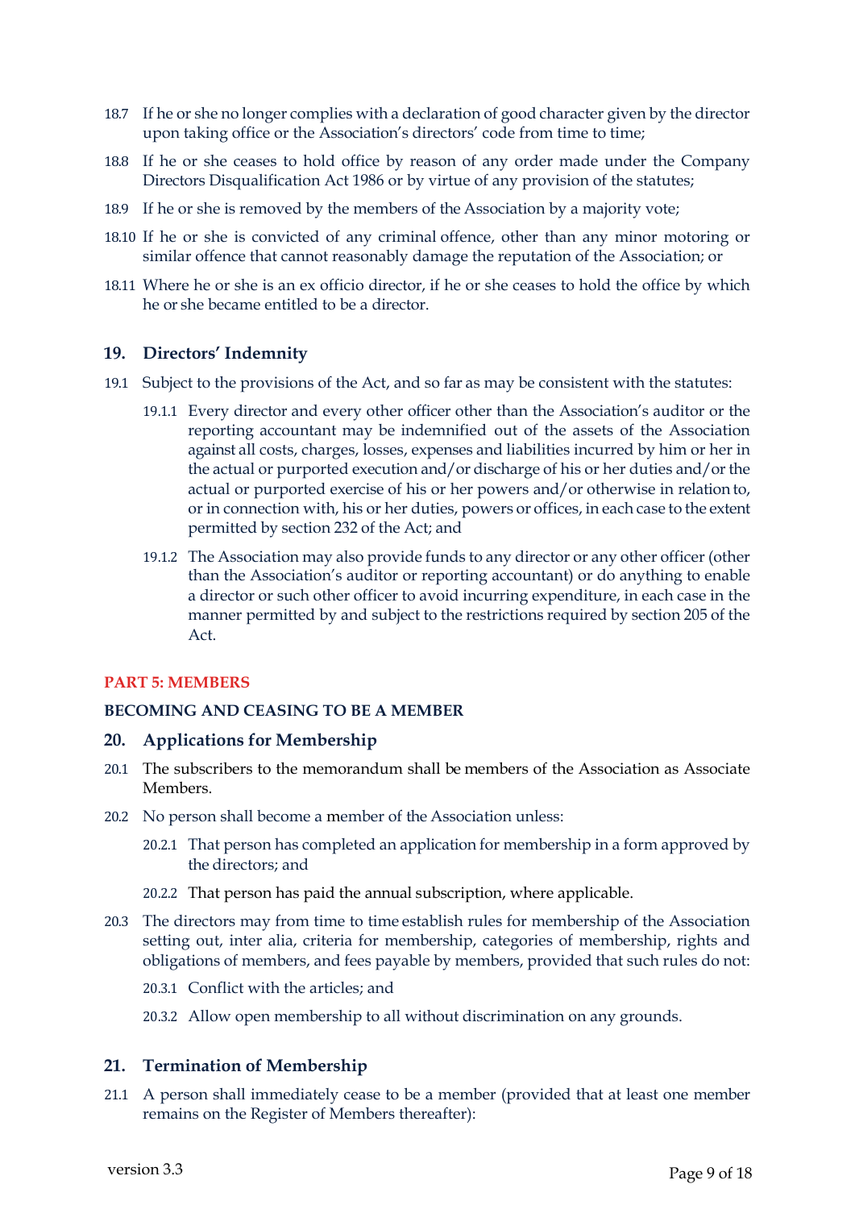18.7 If he or she no longer complies with a declaration of good character given by the director upon taking office or the Association's directors' code from time to time;

18.8 If he or she ceases to hold office by reason of any order made under the Company Directors Disqualification Act 1986 or by virtue of any provision of the statutes;

18.9 If he or she is removed by the members of the Association by a majority vote;

18.10 If he or she is convicted of any criminal offence, other than any minor motoring or similar offence that cannot reasonably damage the reputation of the Association; or

18.11 Where he or she is an ex officio director, if he or she ceases to hold the office by which he or she became entitled to be a director.

## 19. Directors' Indemnity

19.1 Subject to the provisions of the Act, and so far as may be consistent with the statutes:

19.1.1 Every director and every other officer other than the Association's auditor or the reporting accountant may be indemnified out of the assets of the Association against all costs, charges, losses, expenses and liabilities incurred by him or her in the actual or purported execution and/or discharge of his or her duties and/or the actual or purported exercise of his or her powers and/or otherwise in relation to, or in connection with, his or her duties, powers or offices, in each case to the extent permitted by section 232 of the Act; and

19.1.2 The Association may also provide funds to any director or any other officer (other than the Association's auditor or reporting accountant) or do anything to enable a director or such other officer to avoid incurring expenditure, in each case in the manner permitted by and subject to the restrictions required by section 205 of the Act.

**PART 5: MEMBERS**

**BECOMING AND CEASING TO BE A MEMBER**

## 20. Applications for Membership

20.1 The subscribers to the memorandum shall be members of the Association as Associate Members.

20.2 No person shall become a member of the Association unless:

20.2.1 That person has completed an application for membership in a form approved by the directors; and

20.2.2 That person has paid the annual subscription, where applicable.

20.3 The directors may from time to time establish rules for membership of the Association setting out, inter alia, criteria for membership, categories of membership, rights and obligations of members, and fees payable by members, provided that such rules do not:

20.3.1 Conflict with the articles; and

20.3.2 Allow open membership to all without discrimination on any grounds.

## 21. Termination of Membership

21.1 A person shall immediately cease to be a member (provided that at least one member remains on the Register of Members thereafter):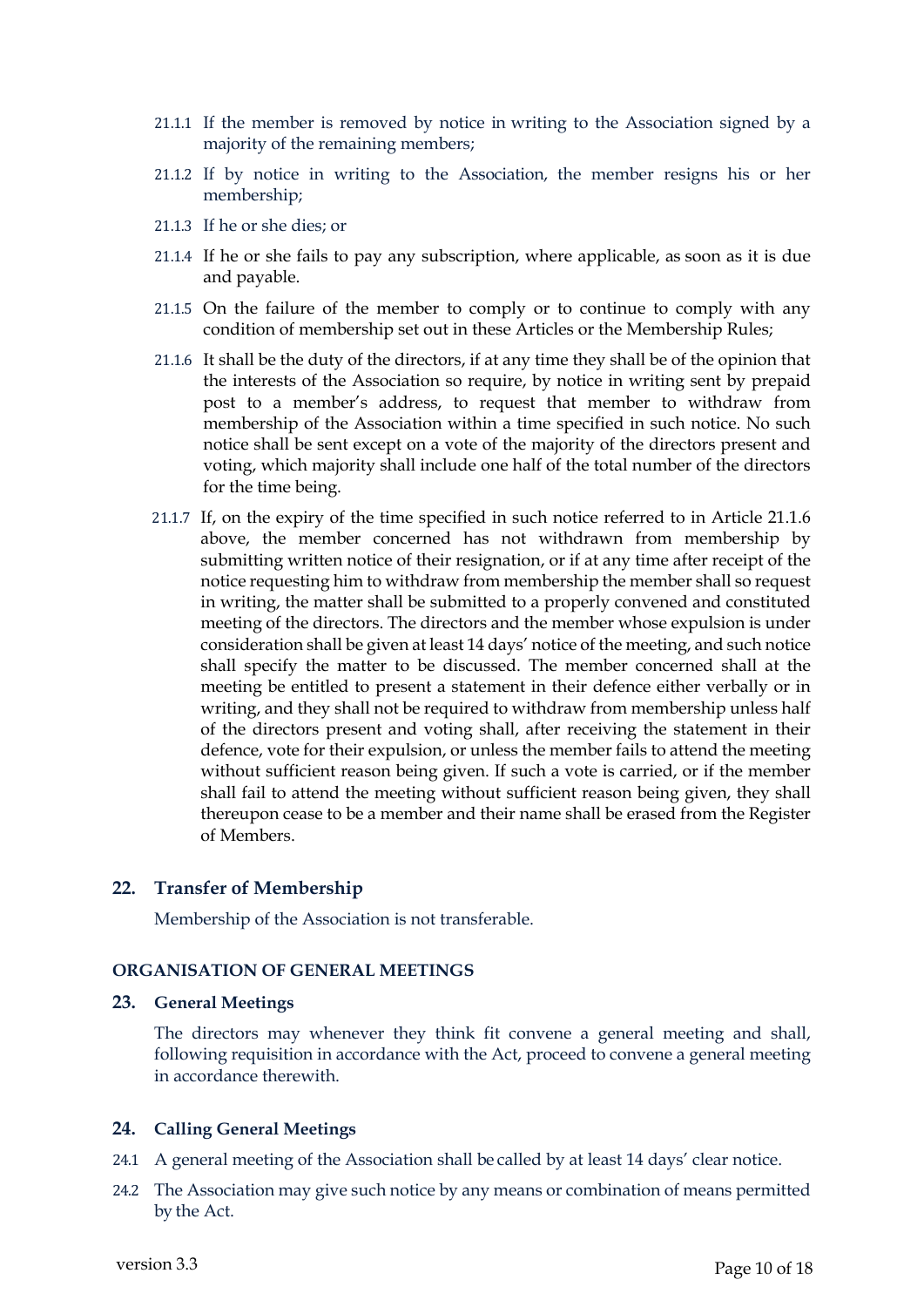21.1.1 If the member is removed by notice in writing to the Association signed by a majority of the remaining members;

21.1.2 If by notice in writing to the Association, the member resigns his or her membership;

21.1.3 If he or she dies; or

21.1.4 If he or she fails to pay any subscription, where applicable, as soon as it is due and payable.

21.1.5 On the failure of the member to comply or to continue to comply with any condition of membership set out in these Articles or the Membership Rules;

21.1.6 It shall be the duty of the directors, if at any time they shall be of the opinion that the interests of the Association so require, by notice in writing sent by prepaid post to a member's address, to request that member to withdraw from membership of the Association within a time specified in such notice. No such notice shall be sent except on a vote of the majority of the directors present and voting, which majority shall include one half of the total number of the directors for the time being.

21.1.7 If, on the expiry of the time specified in such notice referred to in Article 21.1.6 above, the member concerned has not withdrawn from membership by submitting written notice of their resignation, or if at any time after receipt of the notice requesting him to withdraw from membership the member shall so request in writing, the matter shall be submitted to a properly convened and constituted meeting of the directors. The directors and the member whose expulsion is under consideration shall be given at least 14 days' notice of the meeting, and such notice shall specify the matter to be discussed. The member concerned shall at the meeting be entitled to present a statement in their defence either verbally or in writing, and they shall not be required to withdraw from membership unless half of the directors present and voting shall, after receiving the statement in their defence, vote for their expulsion, or unless the member fails to attend the meeting without sufficient reason being given. If such a vote is carried, or if the member shall fail to attend the meeting without sufficient reason being given, they shall thereupon cease to be a member and their name shall be erased from the Register of Members.

## 22. Transfer of Membership

Membership of the Association is not transferable.

### ORGANISATION OF GENERAL MEETINGS

### 23. General Meetings

The directors may whenever they think fit convene a general meeting and shall, following requisition in accordance with the Act, proceed to convene a general meeting in accordance therewith.

### 24. Calling General Meetings

24.1 A general meeting of the Association shall be called by at least 14 days' clear notice.

24.2 The Association may give such notice by any means or combination of means permitted by the Act.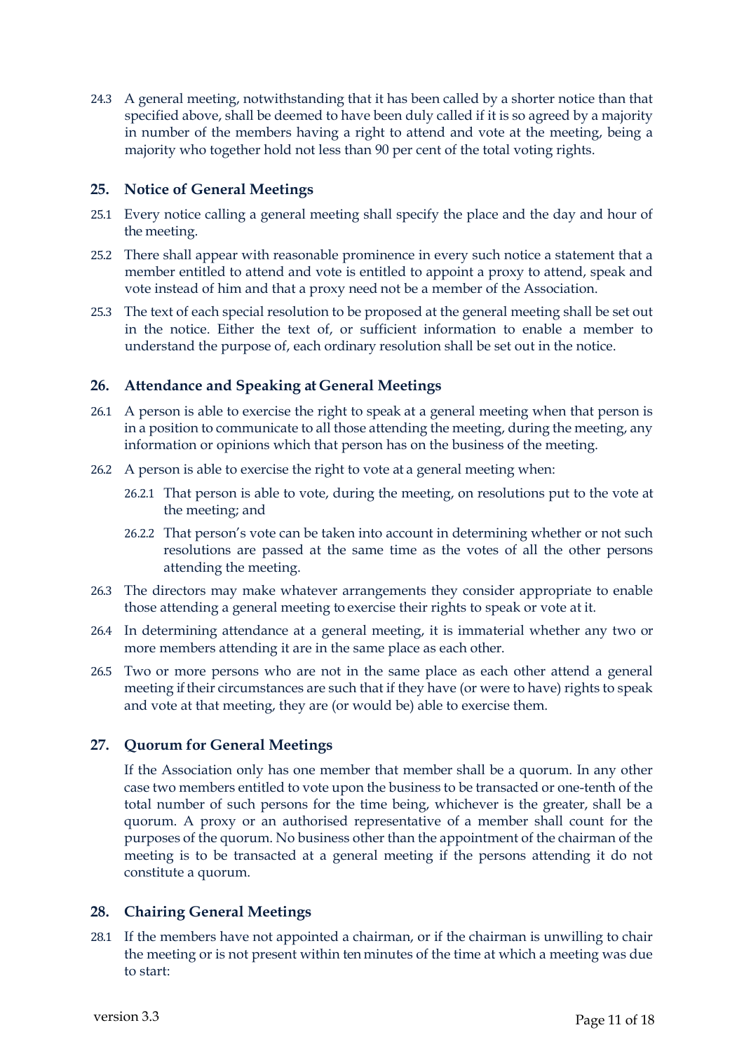24.3 A general meeting, notwithstanding that it has been called by a shorter notice than that specified above, shall be deemed to have been duly called if it is so agreed by a majority in number of the members having a right to attend and vote at the meeting, being a majority who together hold not less than 90 per cent of the total voting rights.

## 25. Notice of General Meetings

25.1 Every notice calling a general meeting shall specify the place and the day and hour of the meeting.

25.2 There shall appear with reasonable prominence in every such notice a statement that a member entitled to attend and vote is entitled to appoint a proxy to attend, speak and vote instead of him and that a proxy need not be a member of the Association.

25.3 The text of each special resolution to be proposed at the general meeting shall be set out in the notice. Either the text of, or sufficient information to enable a member to understand the purpose of, each ordinary resolution shall be set out in the notice.

## 26. Attendance and Speaking at General Meetings

26.1 A person is able to exercise the right to speak at a general meeting when that person is in a position to communicate to all those attending the meeting, during the meeting, any information or opinions which that person has on the business of the meeting.

26.2 A person is able to exercise the right to vote at a general meeting when:

26.2.1 That person is able to vote, during the meeting, on resolutions put to the vote at the meeting; and

26.2.2 That person's vote can be taken into account in determining whether or not such resolutions are passed at the same time as the votes of all the other persons attending the meeting.

26.3 The directors may make whatever arrangements they consider appropriate to enable those attending a general meeting to exercise their rights to speak or vote at it.

26.4 In determining attendance at a general meeting, it is immaterial whether any two or more members attending it are in the same place as each other.

26.5 Two or more persons who are not in the same place as each other attend a general meeting if their circumstances are such that if they have (or were to have) rights to speak and vote at that meeting, they are (or would be) able to exercise them.

## 27. Quorum for General Meetings

If the Association only has one member that member shall be a quorum. In any other case two members entitled to vote upon the business to be transacted or one-tenth of the total number of such persons for the time being, whichever is the greater, shall be a quorum. A proxy or an authorised representative of a member shall count for the purposes of the quorum. No business other than the appointment of the chairman of the meeting is to be transacted at a general meeting if the persons attending it do not constitute a quorum.

## 28. Chairing General Meetings

28.1 If the members have not appointed a chairman, or if the chairman is unwilling to chair the meeting or is not present within ten minutes of the time at which a meeting was due to start: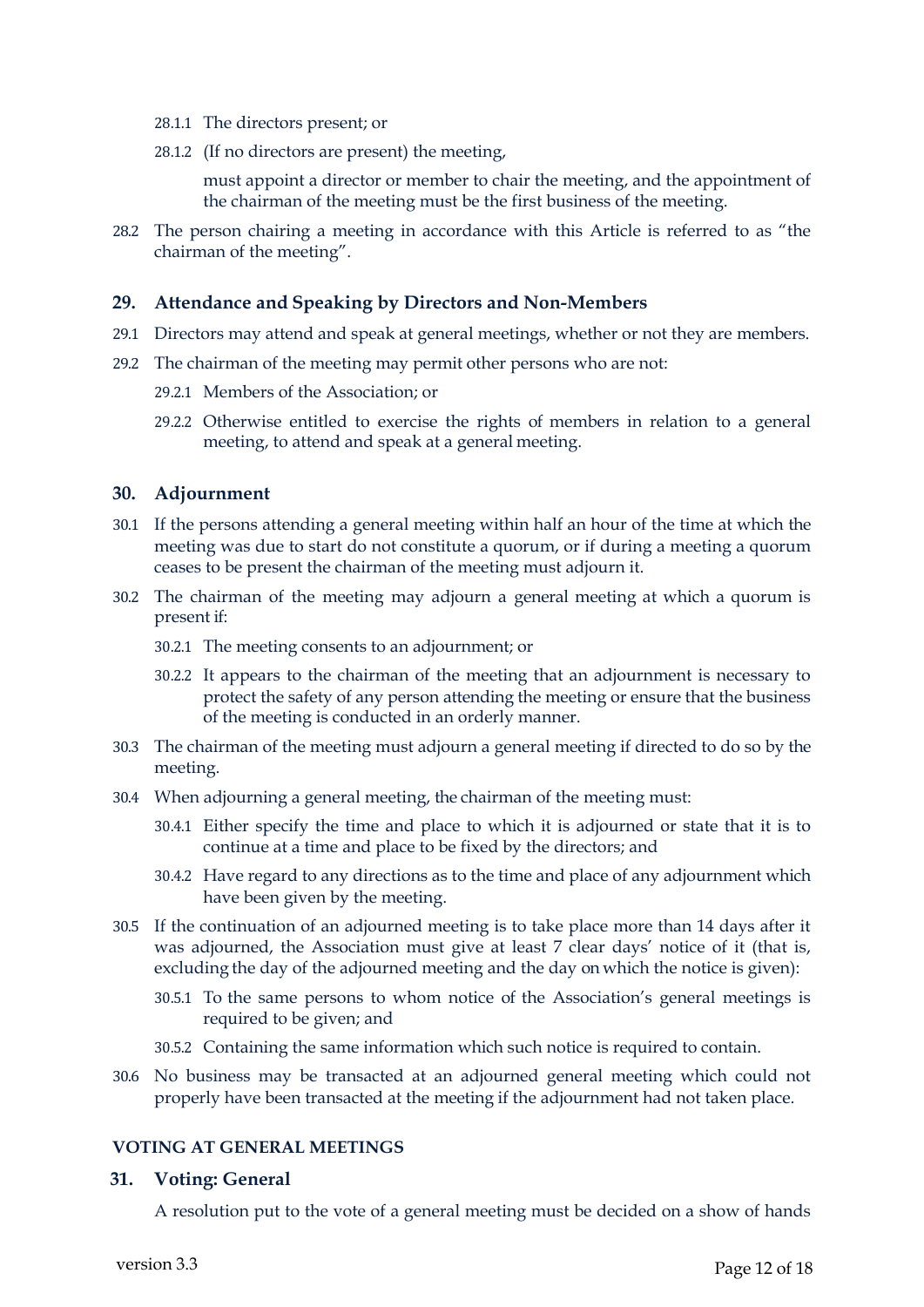28.1.1 The directors present; or

28.1.2 (If no directors are present) the meeting,

must appoint a director or member to chair the meeting, and the appointment of the chairman of the meeting must be the first business of the meeting.

28.2 The person chairing a meeting in accordance with this Article is referred to as "the chairman of the meeting".

## 29. Attendance and Speaking by Directors and Non-Members

29.1 Directors may attend and speak at general meetings, whether or not they are members.

29.2 The chairman of the meeting may permit other persons who are not:

29.2.1 Members of the Association; or

29.2.2 Otherwise entitled to exercise the rights of members in relation to a general meeting, to attend and speak at a general meeting.

## 30. Adjournment

30.1 If the persons attending a general meeting within half an hour of the time at which the meeting was due to start do not constitute a quorum, or if during a meeting a quorum ceases to be present the chairman of the meeting must adjourn it.

30.2 The chairman of the meeting may adjourn a general meeting at which a quorum is present if:

30.2.1 The meeting consents to an adjournment; or

30.2.2 It appears to the chairman of the meeting that an adjournment is necessary to protect the safety of any person attending the meeting or ensure that the business of the meeting is conducted in an orderly manner.

30.3 The chairman of the meeting must adjourn a general meeting if directed to do so by the meeting.

30.4 When adjourning a general meeting, the chairman of the meeting must:

30.4.1 Either specify the time and place to which it is adjourned or state that it is to continue at a time and place to be fixed by the directors; and

30.4.2 Have regard to any directions as to the time and place of any adjournment which have been given by the meeting.

30.5 If the continuation of an adjourned meeting is to take place more than 14 days after it was adjourned, the Association must give at least 7 clear days' notice of it (that is, excluding the day of the adjourned meeting and the day on which the notice is given):

30.5.1 To the same persons to whom notice of the Association's general meetings is required to be given; and

30.5.2 Containing the same information which such notice is required to contain.

30.6 No business may be transacted at an adjourned general meeting which could not properly have been transacted at the meeting if the adjournment had not taken place.

### VOTING AT GENERAL MEETINGS

## 31. Voting: General

A resolution put to the vote of a general meeting must be decided on a show of hands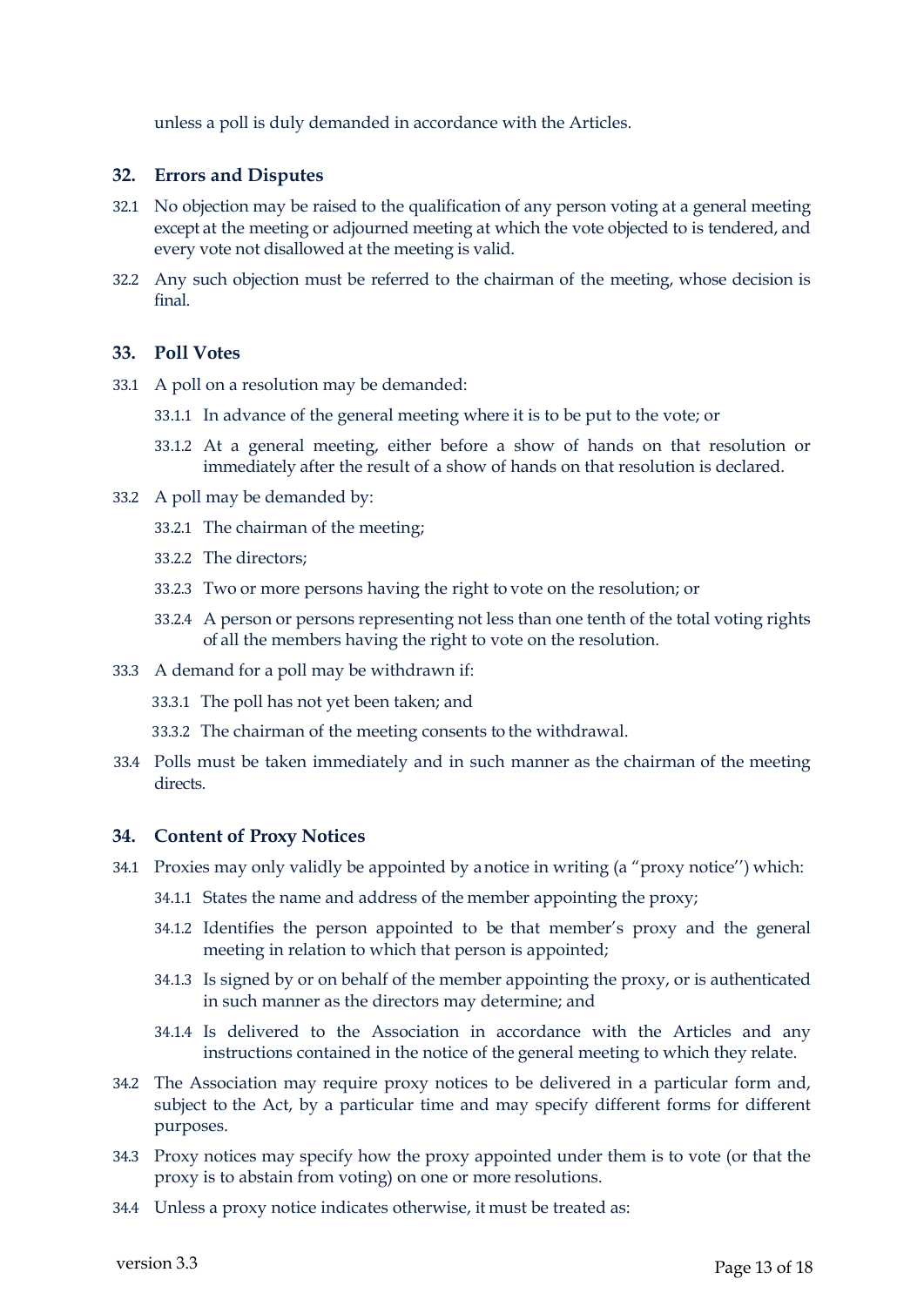unless a poll is duly demanded in accordance with the Articles.

## 32. Errors and Disputes

32.1 No objection may be raised to the qualification of any person voting at a general meeting except at the meeting or adjourned meeting at which the vote objected to is tendered, and every vote not disallowed at the meeting is valid.

32.2 Any such objection must be referred to the chairman of the meeting, whose decision is final.

## 33. Poll Votes

33.1 A poll on a resolution may be demanded:

- 33.1.1 In advance of the general meeting where it is to be put to the vote; or
- 33.1.2 At a general meeting, either before a show of hands on that resolution or immediately after the result of a show of hands on that resolution is declared.

33.2 A poll may be demanded by:

- 33.2.1 The chairman of the meeting;
- 33.2.2 The directors;
- 33.2.3 Two or more persons having the right to vote on the resolution; or
- 33.2.4 A person or persons representing not less than one tenth of the total voting rights of all the members having the right to vote on the resolution.

33.3 A demand for a poll may be withdrawn if:

- 33.3.1 The poll has not yet been taken; and
- 33.3.2 The chairman of the meeting consents to the withdrawal.

33.4 Polls must be taken immediately and in such manner as the chairman of the meeting directs.

## 34. Content of Proxy Notices

34.1 Proxies may only validly be appointed by a notice in writing (a "proxy notice") which:

- 34.1.1 States the name and address of the member appointing the proxy;
- 34.1.2 Identifies the person appointed to be that member's proxy and the general meeting in relation to which that person is appointed;
- 34.1.3 Is signed by or on behalf of the member appointing the proxy, or is authenticated in such manner as the directors may determine; and
- 34.1.4 Is delivered to the Association in accordance with the Articles and any instructions contained in the notice of the general meeting to which they relate.

34.2 The Association may require proxy notices to be delivered in a particular form and, subject to the Act, by a particular time and may specify different forms for different purposes.

34.3 Proxy notices may specify how the proxy appointed under them is to vote (or that the proxy is to abstain from voting) on one or more resolutions.

34.4 Unless a proxy notice indicates otherwise, it must be treated as: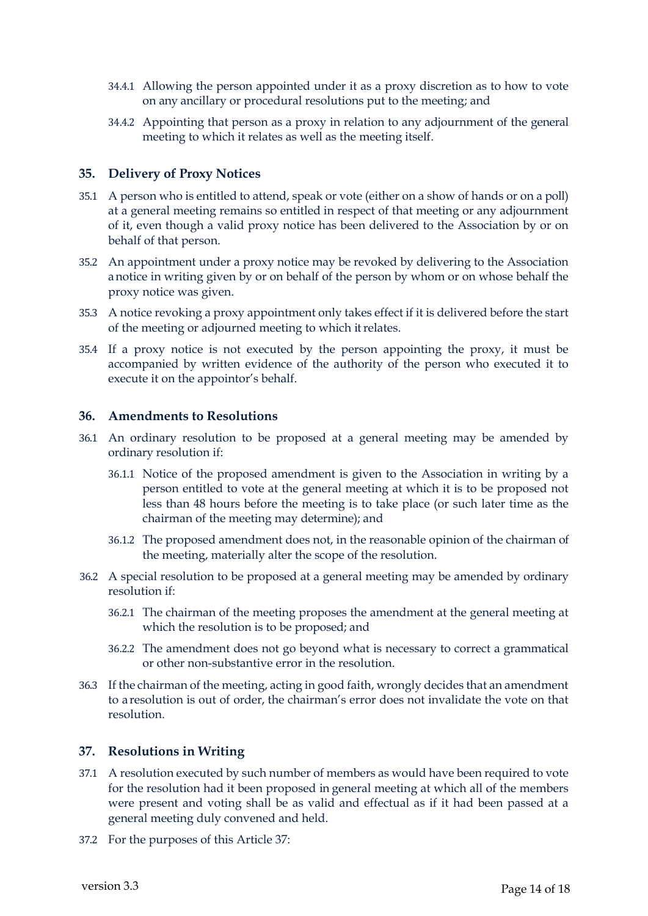34.4.1 Allowing the person appointed under it as a proxy discretion as to how to vote on any ancillary or procedural resolutions put to the meeting; and

34.4.2 Appointing that person as a proxy in relation to any adjournment of the general meeting to which it relates as well as the meeting itself.

## 35. Delivery of Proxy Notices

35.1 A person who is entitled to attend, speak or vote (either on a show of hands or on a poll) at a general meeting remains so entitled in respect of that meeting or any adjournment of it, even though a valid proxy notice has been delivered to the Association by or on behalf of that person.

35.2 An appointment under a proxy notice may be revoked by delivering to the Association a notice in writing given by or on behalf of the person by whom or on whose behalf the proxy notice was given.

35.3 A notice revoking a proxy appointment only takes effect if it is delivered before the start of the meeting or adjourned meeting to which it relates.

35.4 If a proxy notice is not executed by the person appointing the proxy, it must be accompanied by written evidence of the authority of the person who executed it to execute it on the appointor's behalf.

## 36. Amendments to Resolutions

36.1 An ordinary resolution to be proposed at a general meeting may be amended by ordinary resolution if:

36.1.1 Notice of the proposed amendment is given to the Association in writing by a person entitled to vote at the general meeting at which it is to be proposed not less than 48 hours before the meeting is to take place (or such later time as the chairman of the meeting may determine); and

36.1.2 The proposed amendment does not, in the reasonable opinion of the chairman of the meeting, materially alter the scope of the resolution.

36.2 A special resolution to be proposed at a general meeting may be amended by ordinary resolution if:

36.2.1 The chairman of the meeting proposes the amendment at the general meeting at which the resolution is to be proposed; and

36.2.2 The amendment does not go beyond what is necessary to correct a grammatical or other non-substantive error in the resolution.

36.3 If the chairman of the meeting, acting in good faith, wrongly decides that an amendment to a resolution is out of order, the chairman's error does not invalidate the vote on that resolution.

## 37. Resolutions in Writing

37.1 A resolution executed by such number of members as would have been required to vote for the resolution had it been proposed in general meeting at which all of the members were present and voting shall be as valid and effectual as if it had been passed at a general meeting duly convened and held.

37.2 For the purposes of this Article 37:

version 3.3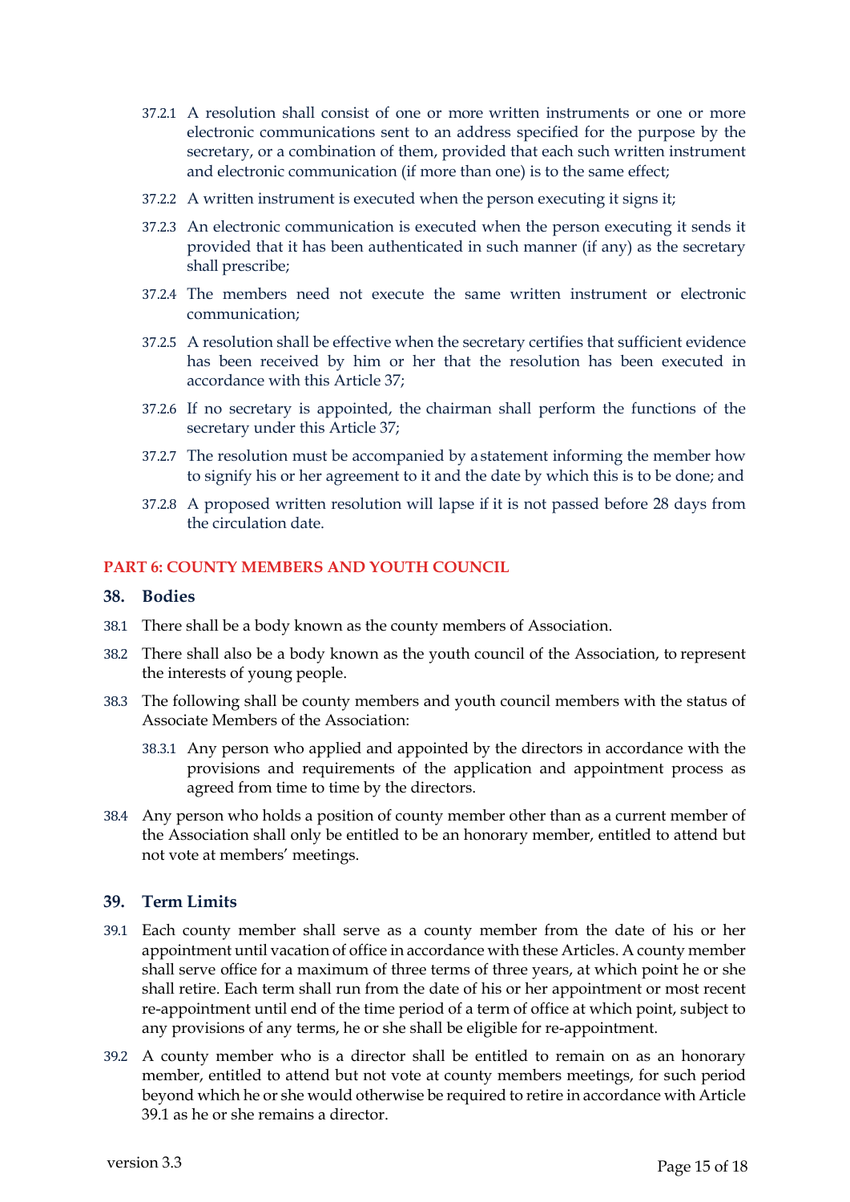37.2.1 A resolution shall consist of one or more written instruments or one or more electronic communications sent to an address specified for the purpose by the secretary, or a combination of them, provided that each such written instrument and electronic communication (if more than one) is to the same effect;

37.2.2 A written instrument is executed when the person executing it signs it;

37.2.3 An electronic communication is executed when the person executing it sends it provided that it has been authenticated in such manner (if any) as the secretary shall prescribe;

37.2.4 The members need not execute the same written instrument or electronic communication;

37.2.5 A resolution shall be effective when the secretary certifies that sufficient evidence has been received by him or her that the resolution has been executed in accordance with this Article 37;

37.2.6 If no secretary is appointed, the chairman shall perform the functions of the secretary under this Article 37;

37.2.7 The resolution must be accompanied by a statement informing the member how to signify his or her agreement to it and the date by which this is to be done; and

37.2.8 A proposed written resolution will lapse if it is not passed before 28 days from the circulation date.

## PART 6: COUNTY MEMBERS AND YOUTH COUNCIL

### 38. Bodies

38.1 There shall be a body known as the county members of Association.

38.2 There shall also be a body known as the youth council of the Association, to represent the interests of young people.

38.3 The following shall be county members and youth council members with the status of Associate Members of the Association:

38.3.1 Any person who applied and appointed by the directors in accordance with the provisions and requirements of the application and appointment process as agreed from time to time by the directors.

38.4 Any person who holds a position of county member other than as a current member of the Association shall only be entitled to be an honorary member, entitled to attend but not vote at members' meetings.

### 39. Term Limits

39.1 Each county member shall serve as a county member from the date of his or her appointment until vacation of office in accordance with these Articles. A county member shall serve office for a maximum of three terms of three years, at which point he or she shall retire. Each term shall run from the date of his or her appointment or most recent re-appointment until end of the time period of a term of office at which point, subject to any provisions of any terms, he or she shall be eligible for re-appointment.

39.2 A county member who is a director shall be entitled to remain on as an honorary member, entitled to attend but not vote at county members meetings, for such period beyond which he or she would otherwise be required to retire in accordance with Article 39.1 as he or she remains a director.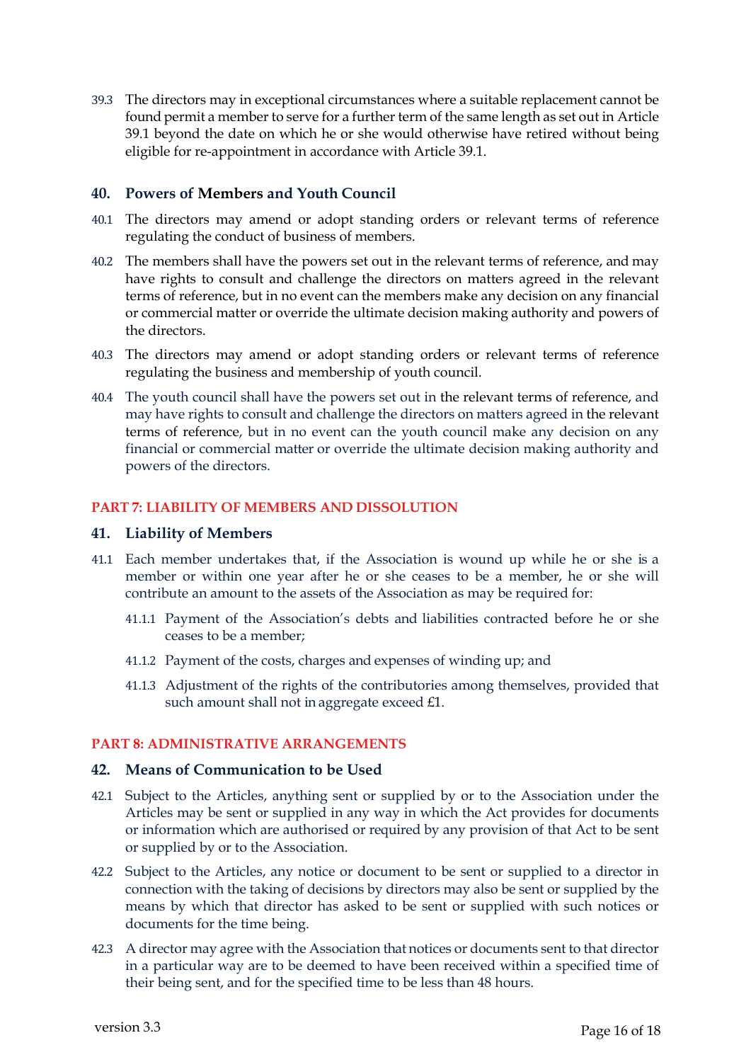39.3 The directors may in exceptional circumstances where a suitable replacement cannot be found permit a member to serve for a further term of the same length as set out in Article 39.1 beyond the date on which he or she would otherwise have retired without being eligible for re-appointment in accordance with Article 39.1.

## 40. Powers of Members and Youth Council

40.1 The directors may amend or adopt standing orders or relevant terms of reference regulating the conduct of business of members.

40.2 The members shall have the powers set out in the relevant terms of reference, and may have rights to consult and challenge the directors on matters agreed in the relevant terms of reference, but in no event can the members make any decision on any financial or commercial matter or override the ultimate decision making authority and powers of the directors.

40.3 The directors may amend or adopt standing orders or relevant terms of reference regulating the business and membership of youth council.

40.4 The youth council shall have the powers set out in the relevant terms of reference, and may have rights to consult and challenge the directors on matters agreed in the relevant terms of reference, but in no event can the youth council make any decision on any financial or commercial matter or override the ultimate decision making authority and powers of the directors.

# PART 7: LIABILITY OF MEMBERS AND DISSOLUTION

## 41. Liability of Members

41.1 Each member undertakes that, if the Association is wound up while he or she is a member or within one year after he or she ceases to be a member, he or she will contribute an amount to the assets of the Association as may be required for:

41.1.1 Payment of the Association's debts and liabilities contracted before he or she ceases to be a member;

41.1.2 Payment of the costs, charges and expenses of winding up; and

41.1.3 Adjustment of the rights of the contributories among themselves, provided that such amount shall not in aggregate exceed £1.

# PART 8: ADMINISTRATIVE ARRANGEMENTS

## 42. Means of Communication to be Used

42.1 Subject to the Articles, anything sent or supplied by or to the Association under the Articles may be sent or supplied in any way in which the Act provides for documents or information which are authorised or required by any provision of that Act to be sent or supplied by or to the Association.

42.2 Subject to the Articles, any notice or document to be sent or supplied to a director in connection with the taking of decisions by directors may also be sent or supplied by the means by which that director has asked to be sent or supplied with such notices or documents for the time being.

42.3 A director may agree with the Association that notices or documents sent to that director in a particular way are to be deemed to have been received within a specified time of their being sent, and for the specified time to be less than 48 hours.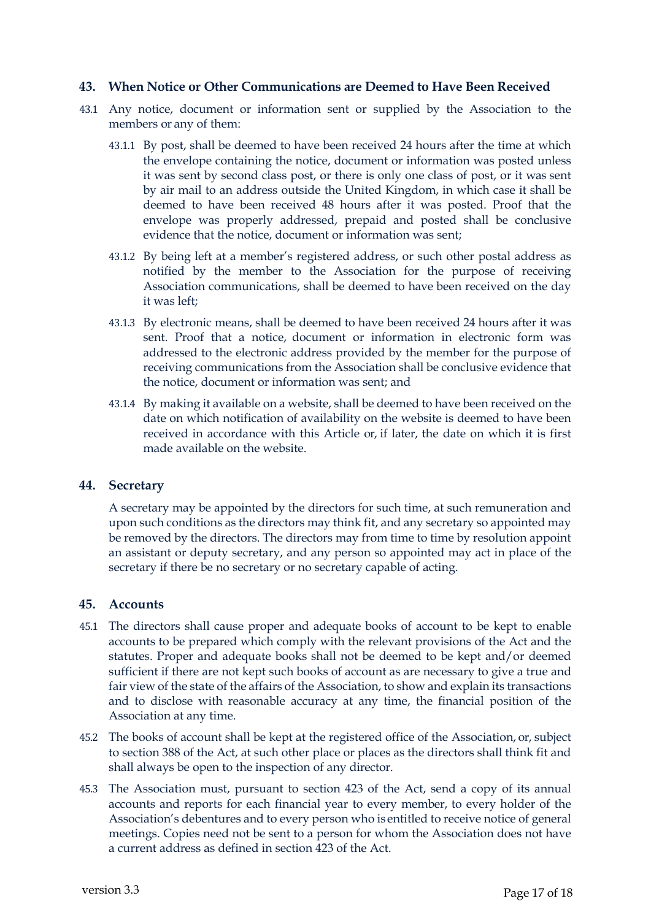## 43. When Notice or Other Communications are Deemed to Have Been Received

43.1 Any notice, document or information sent or supplied by the Association to the members or any of them:

43.1.1 By post, shall be deemed to have been received 24 hours after the time at which the envelope containing the notice, document or information was posted unless it was sent by second class post, or there is only one class of post, or it was sent by air mail to an address outside the United Kingdom, in which case it shall be deemed to have been received 48 hours after it was posted. Proof that the envelope was properly addressed, prepaid and posted shall be conclusive evidence that the notice, document or information was sent;

43.1.2 By being left at a member's registered address, or such other postal address as notified by the member to the Association for the purpose of receiving Association communications, shall be deemed to have been received on the day it was left;

43.1.3 By electronic means, shall be deemed to have been received 24 hours after it was sent. Proof that a notice, document or information in electronic form was addressed to the electronic address provided by the member for the purpose of receiving communications from the Association shall be conclusive evidence that the notice, document or information was sent; and

43.1.4 By making it available on a website, shall be deemed to have been received on the date on which notification of availability on the website is deemed to have been received in accordance with this Article or, if later, the date on which it is first made available on the website.

## 44. Secretary

A secretary may be appointed by the directors for such time, at such remuneration and upon such conditions as the directors may think fit, and any secretary so appointed may be removed by the directors. The directors may from time to time by resolution appoint an assistant or deputy secretary, and any person so appointed may act in place of the secretary if there be no secretary or no secretary capable of acting.

## 45. Accounts

45.1 The directors shall cause proper and adequate books of account to be kept to enable accounts to be prepared which comply with the relevant provisions of the Act and the statutes. Proper and adequate books shall not be deemed to be kept and/or deemed sufficient if there are not kept such books of account as are necessary to give a true and fair view of the state of the affairs of the Association, to show and explain its transactions and to disclose with reasonable accuracy at any time, the financial position of the Association at any time.

45.2 The books of account shall be kept at the registered office of the Association, or, subject to section 388 of the Act, at such other place or places as the directors shall think fit and shall always be open to the inspection of any director.

45.3 The Association must, pursuant to section 423 of the Act, send a copy of its annual accounts and reports for each financial year to every member, to every holder of the Association's debentures and to every person who is entitled to receive notice of general meetings. Copies need not be sent to a person for whom the Association does not have a current address as defined in section 423 of the Act.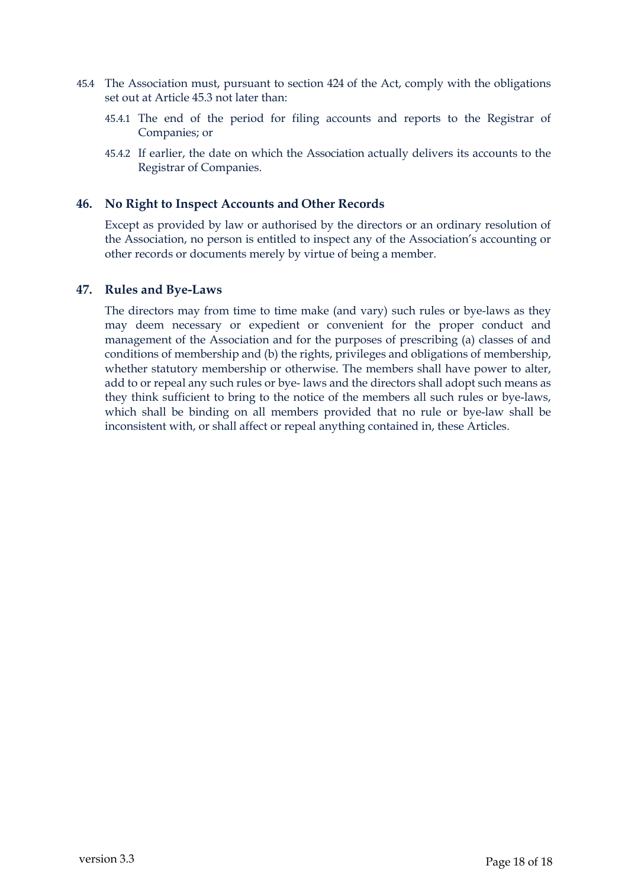45.4 The Association must, pursuant to section 424 of the Act, comply with the obligations set out at Article 45.3 not later than:

45.4.1 The end of the period for filing accounts and reports to the Registrar of Companies; or

45.4.2 If earlier, the date on which the Association actually delivers its accounts to the Registrar of Companies.

## 46. No Right to Inspect Accounts and Other Records

Except as provided by law or authorised by the directors or an ordinary resolution of the Association, no person is entitled to inspect any of the Association's accounting or other records or documents merely by virtue of being a member.

## 47. Rules and Bye-Laws

The directors may from time to time make (and vary) such rules or bye-laws as they may deem necessary or expedient or convenient for the proper conduct and management of the Association and for the purposes of prescribing (a) classes of and conditions of membership and (b) the rights, privileges and obligations of membership, whether statutory membership or otherwise. The members shall have power to alter, add to or repeal any such rules or bye- laws and the directors shall adopt such means as they think sufficient to bring to the notice of the members all such rules or bye-laws, which shall be binding on all members provided that no rule or bye-law shall be inconsistent with, or shall affect or repeal anything contained in, these Articles.

version 3.3